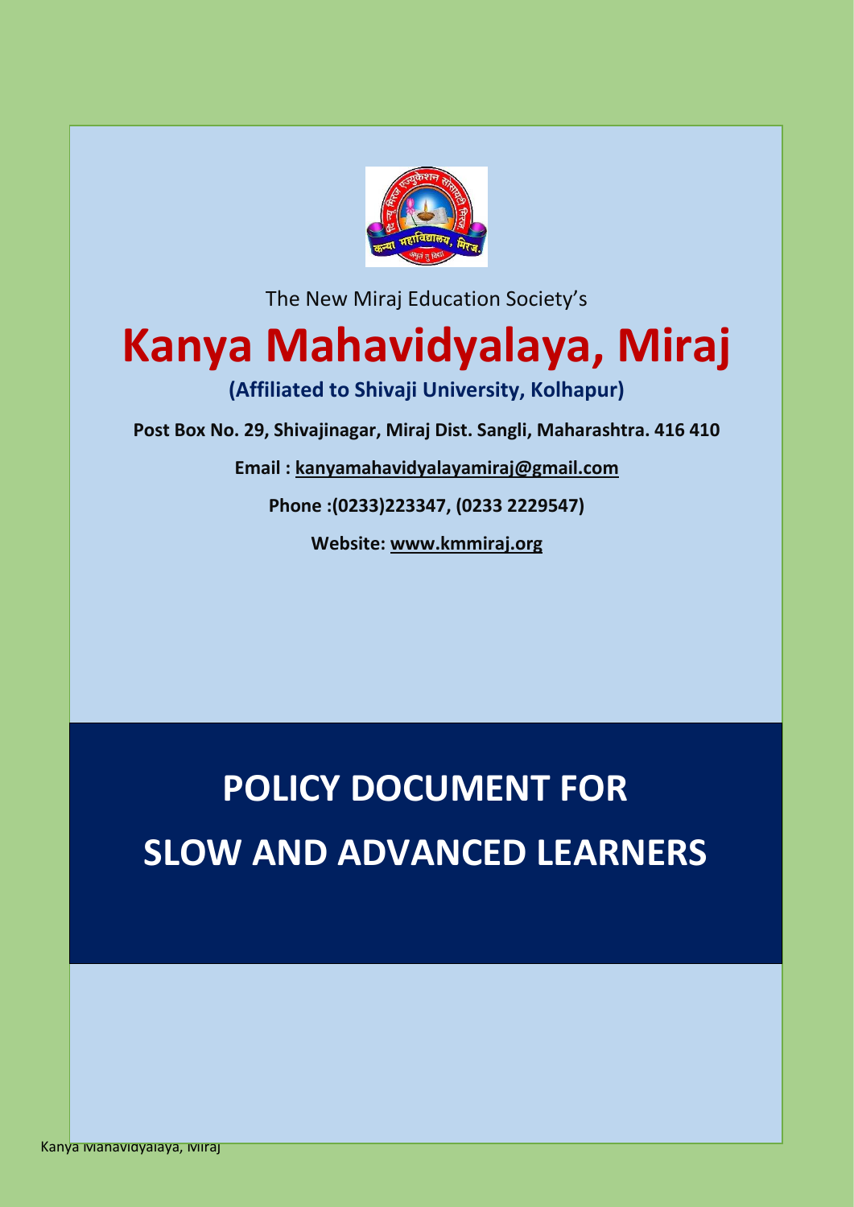The New Miraj Education Society's

# Kanya Mahavidyalaya, Miraj

**(Affiliated to Shivaji University, Kolhapur)**

**Post Box No. 29, Shivajinagar, Miraj Dist. Sangli, Maharashtra. 416 410**

**Email : kanyamahavidyalayamiraj@gmail.com**

**Phone :(0233)223347, (0233 2229547)**

**Website: www.kmmiraj.org**

# POLICY DOCUMENT FOR SLOW AND ADVANCED LEARNERS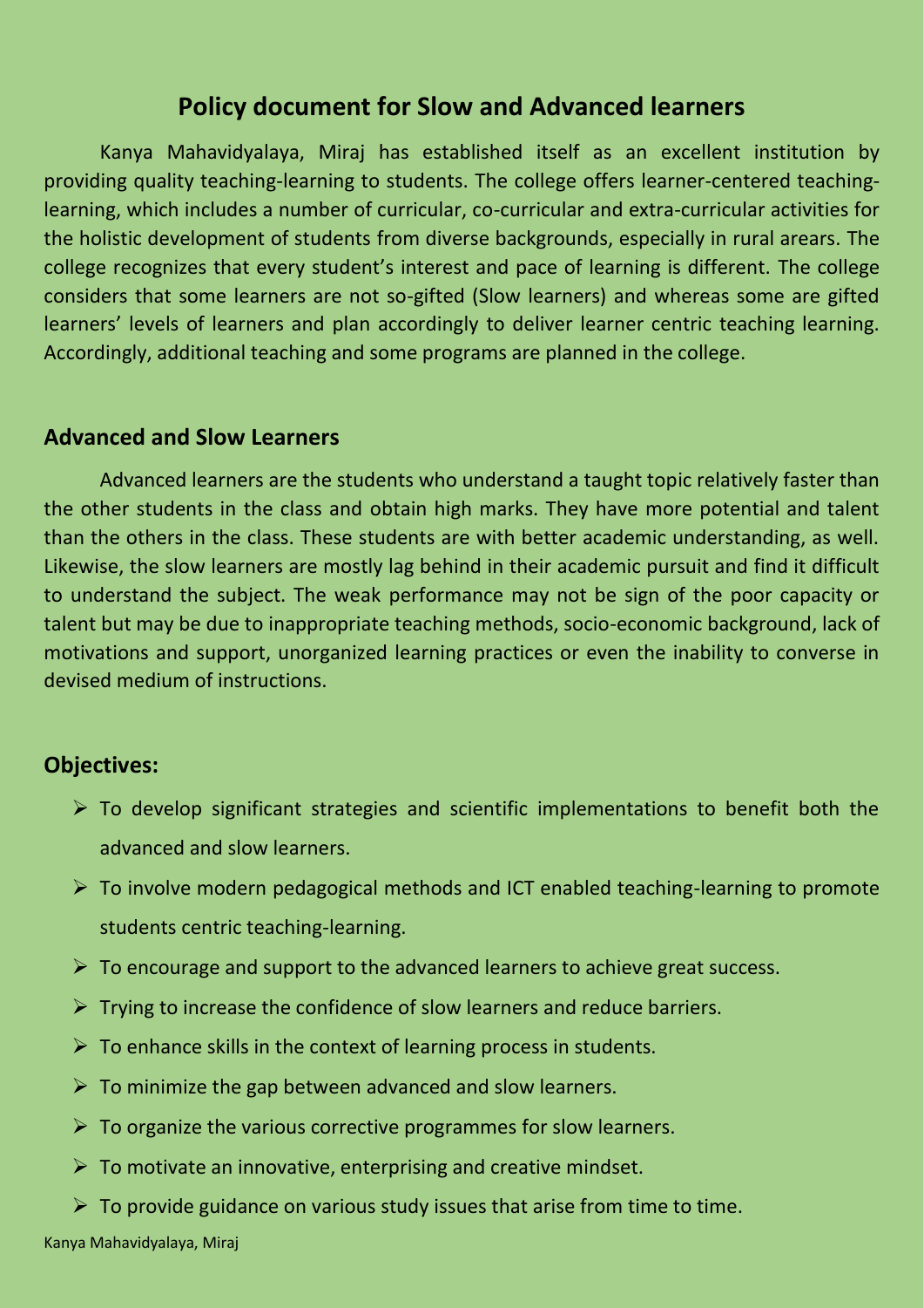# Policy document for Slow and Advanced learners

Kanya Mahavidyalaya, Miraj has established itself as an excellent institution by providing quality teaching-learning to students. The college offers learner-centered teaching-learning, which includes a number of curricular, co-curricular and extra-curricular activities for the holistic development of students from diverse backgrounds, especially in rural arears. The college recognizes that every student's interest and pace of learning is different. The college considers that some learners are not so-gifted (Slow learners) and whereas some are gifted learners' levels of learners and plan accordingly to deliver learner centric teaching learning. Accordingly, additional teaching and some programs are planned in the college.

## Advanced and Slow Learners

Advanced learners are the students who understand a taught topic relatively faster than the other students in the class and obtain high marks. They have more potential and talent than the others in the class. These students are with better academic understanding, as well. Likewise, the slow learners are mostly lag behind in their academic pursuit and find it difficult to understand the subject. The weak performance may not be sign of the poor capacity or talent but may be due to inappropriate teaching methods, socio-economic background, lack of motivations and support, unorganized learning practices or even the inability to converse in devised medium of instructions.

## Objectives:

- To develop significant strategies and scientific implementations to benefit both the advanced and slow learners.
- To involve modern pedagogical methods and ICT enabled teaching-learning to promote students centric teaching-learning.
- To encourage and support to the advanced learners to achieve great success.
- Trying to increase the confidence of slow learners and reduce barriers.
- To enhance skills in the context of learning process in students.
- To minimize the gap between advanced and slow learners.
- To organize the various corrective programmes for slow learners.
- To motivate an innovative, enterprising and creative mindset.
- To provide guidance on various study issues that arise from time to time.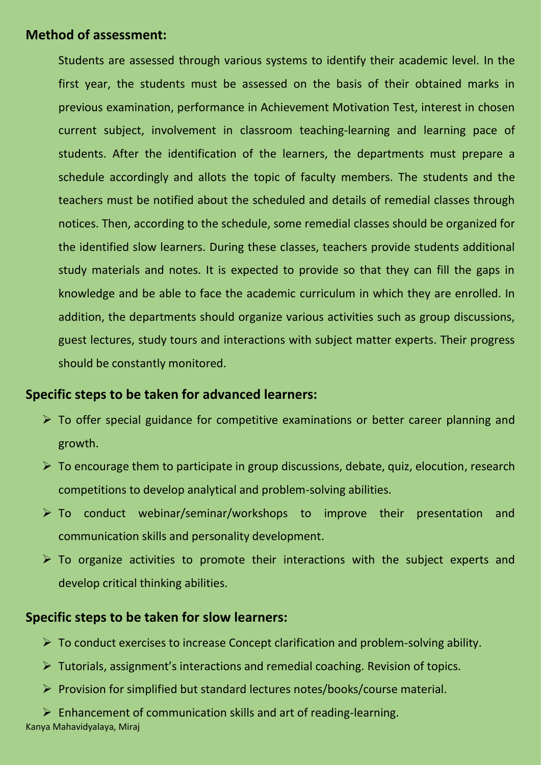**Method of assessment:**

Students are assessed through various systems to identify their academic level. In the first year, the students must be assessed on the basis of their obtained marks in previous examination, performance in Achievement Motivation Test, interest in chosen current subject, involvement in classroom teaching-learning and learning pace of students. After the identification of the learners, the departments must prepare a schedule accordingly and allots the topic of faculty members. The students and the teachers must be notified about the scheduled and details of remedial classes through notices. Then, according to the schedule, some remedial classes should be organized for the identified slow learners. During these classes, teachers provide students additional study materials and notes. It is expected to provide so that they can fill the gaps in knowledge and be able to face the academic curriculum in which they are enrolled. In addition, the departments should organize various activities such as group discussions, guest lectures, study tours and interactions with subject matter experts. Their progress should be constantly monitored.

**Specific steps to be taken for advanced learners:**

- To offer special guidance for competitive examinations or better career planning and growth.
- To encourage them to participate in group discussions, debate, quiz, elocution, research competitions to develop analytical and problem-solving abilities.
- To conduct webinar/seminar/workshops to improve their presentation and communication skills and personality development.
- To organize activities to promote their interactions with the subject experts and develop critical thinking abilities.

**Specific steps to be taken for slow learners:**

- To conduct exercises to increase Concept clarification and problem-solving ability.
- Tutorials, assignment's interactions and remedial coaching. Revision of topics.
- Provision for simplified but standard lectures notes/books/course material.
- Enhancement of communication skills and art of reading-learning.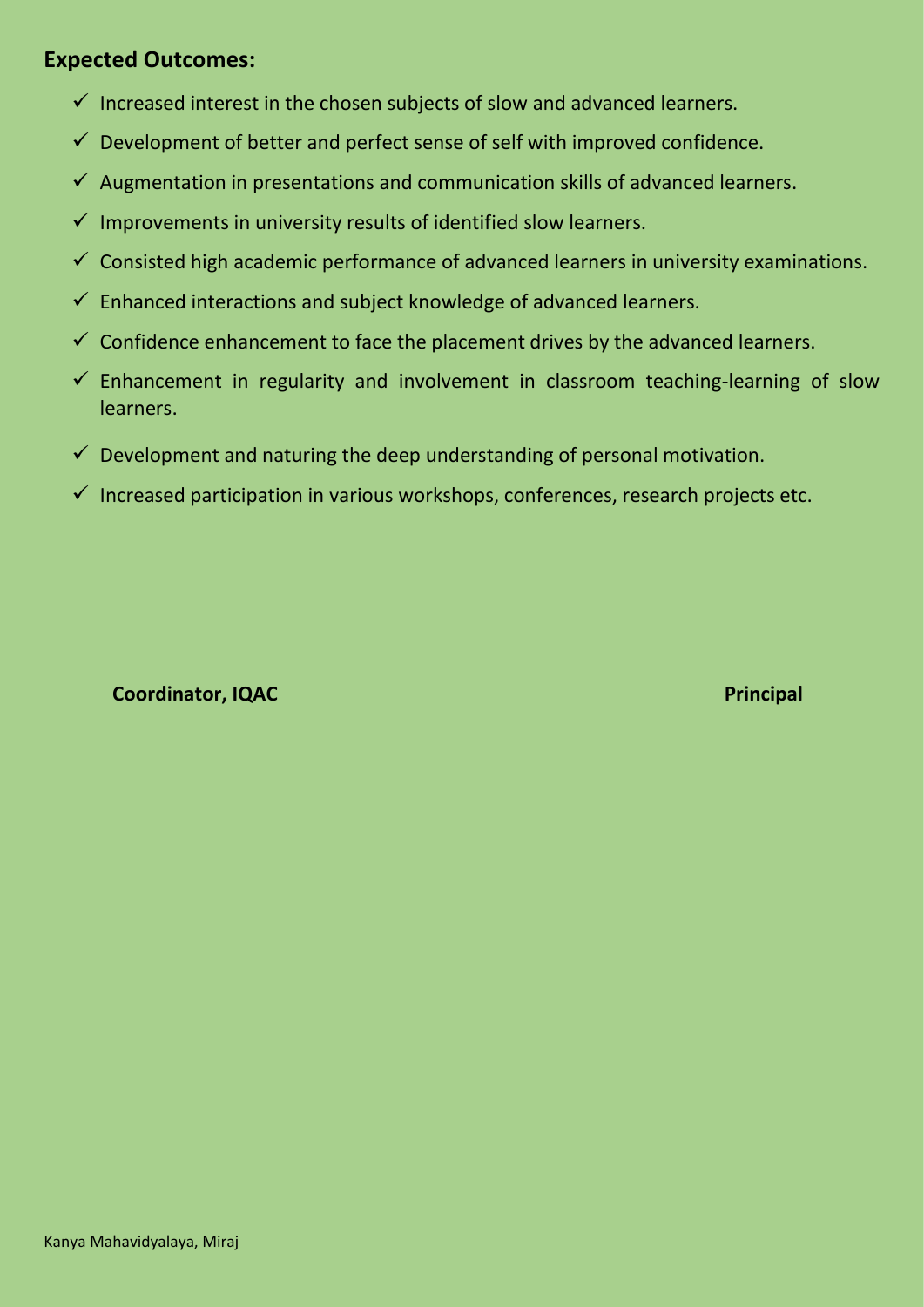**Expected Outcomes:**

- ✓ Increased interest in the chosen subjects of slow and advanced learners.
- ✓ Development of better and perfect sense of self with improved confidence.
- ✓ Augmentation in presentations and communication skills of advanced learners.
- ✓ Improvements in university results of identified slow learners.
- ✓ Consisted high academic performance of advanced learners in university examinations.
- ✓ Enhanced interactions and subject knowledge of advanced learners.
- ✓ Confidence enhancement to face the placement drives by the advanced learners.
- ✓ Enhancement in regularity and involvement in classroom teaching-learning of slow learners.
- ✓ Development and naturing the deep understanding of personal motivation.
- ✓ Increased participation in various workshops, conferences, research projects etc.

**Coordinator, IQAC** **Principal**